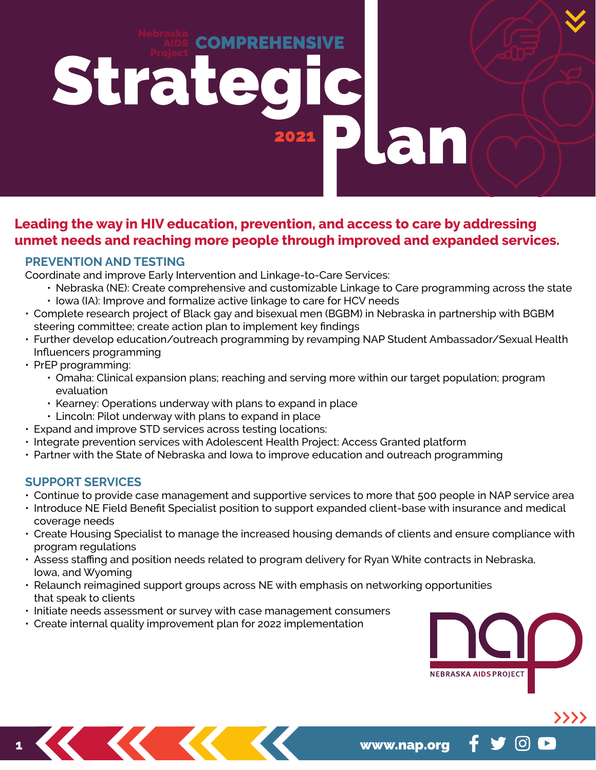Nebraska AIDS Project

# COMPREHENSIVE Strategic Plan 2021

**Leading the way in HIV education, prevention, and access to care by addressing unmet needs and reaching more people through improved and expanded services.**

## PREVENTION AND TESTING

Coordinate and improve Early Intervention and Linkage-to-Care Services:

- Nebraska (NE): Create comprehensive and customizable Linkage to Care programming across the state
- Iowa (IA): Improve and formalize active linkage to care for HCV needs

- Complete research project of Black gay and bisexual men (BGBM) in Nebraska in partnership with BGBM steering committee; create action plan to implement key findings
- Further develop education/outreach programming by revamping NAP Student Ambassador/Sexual Health Influencers programming
- PrEP programming:
  - Omaha: Clinical expansion plans; reaching and serving more within our target population; program evaluation
  - Kearney: Operations underway with plans to expand in place
  - Lincoln: Pilot underway with plans to expand in place
- Expand and improve STD services across testing locations:
- Integrate prevention services with Adolescent Health Project: Access Granted platform
- Partner with the State of Nebraska and Iowa to improve education and outreach programming

## SUPPORT SERVICES

- Continue to provide case management and supportive services to more that 500 people in NAP service area
- Introduce NE Field Benefit Specialist position to support expanded client-base with insurance and medical coverage needs
- Create Housing Specialist to manage the increased housing demands of clients and ensure compliance with program regulations
- Assess staffing and position needs related to program delivery for Ryan White contracts in Nebraska, Iowa, and Wyoming
- Relaunch reimagined support groups across NE with emphasis on networking opportunities that speak to clients
- Initiate needs assessment or survey with case management consumers
- Create internal quality improvement plan for 2022 implementation

nap NEBRASKA AIDS PROJECT

www.nap.org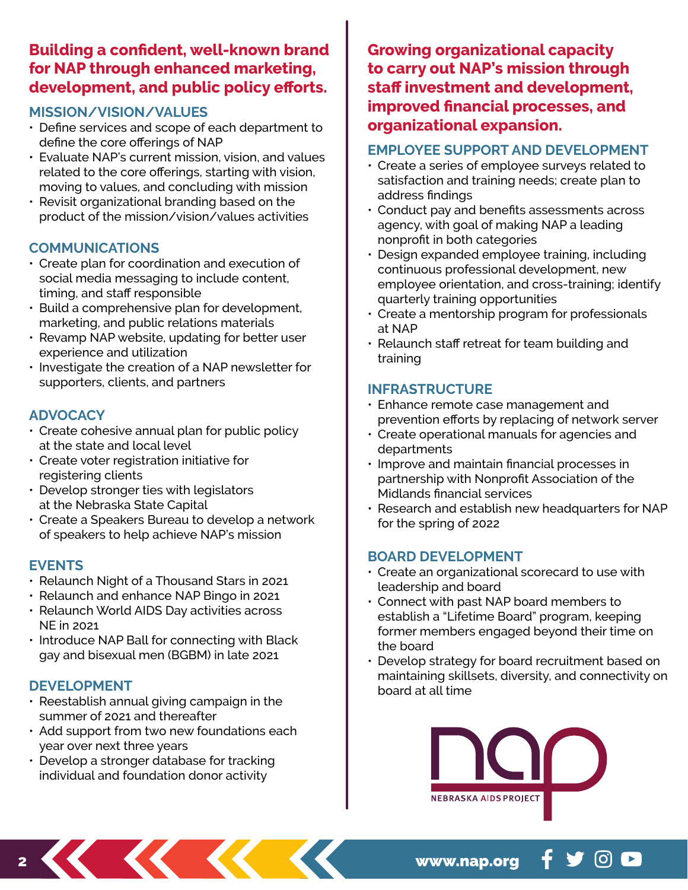## Building a confident, well-known brand for NAP through enhanced marketing, development, and public policy efforts.

### MISSION/VISION/VALUES

- Define services and scope of each department to define the core offerings of NAP
- Evaluate NAP's current mission, vision, and values related to the core offerings, starting with vision, moving to values, and concluding with mission
- Revisit organizational branding based on the product of the mission/vision/values activities

### COMMUNICATIONS

- Create plan for coordination and execution of social media messaging to include content, timing, and staff responsible
- Build a comprehensive plan for development, marketing, and public relations materials
- Revamp NAP website, updating for better user experience and utilization
- Investigate the creation of a NAP newsletter for supporters, clients, and partners

### ADVOCACY

- Create cohesive annual plan for public policy at the state and local level
- Create voter registration initiative for registering clients
- Develop stronger ties with legislators at the Nebraska State Capital
- Create a Speakers Bureau to develop a network of speakers to help achieve NAP's mission

### EVENTS

- Relaunch Night of a Thousand Stars in 2021
- Relaunch and enhance NAP Bingo in 2021
- Relaunch World AIDS Day activities across NE in 2021
- Introduce NAP Ball for connecting with Black gay and bisexual men (BGBM) in late 2021

### DEVELOPMENT

- Reestablish annual giving campaign in the summer of 2021 and thereafter
- Add support from two new foundations each year over next three years
- Develop a stronger database for tracking individual and foundation donor activity

## Growing organizational capacity to carry out NAP's mission through staff investment and development, improved financial processes, and organizational expansion.

### EMPLOYEE SUPPORT AND DEVELOPMENT

- Create a series of employee surveys related to satisfaction and training needs; create plan to address findings
- Conduct pay and benefits assessments across agency, with goal of making NAP a leading nonprofit in both categories
- Design expanded employee training, including continuous professional development, new employee orientation, and cross-training; identify quarterly training opportunities
- Create a mentorship program for professionals at NAP
- Relaunch staff retreat for team building and training

### INFRASTRUCTURE

- Enhance remote case management and prevention efforts by replacing of network server
- Create operational manuals for agencies and departments
- Improve and maintain financial processes in partnership with Nonprofit Association of the Midlands financial services
- Research and establish new headquarters for NAP for the spring of 2022

### BOARD DEVELOPMENT

- Create an organizational scorecard to use with leadership and board
- Connect with past NAP board members to establish a "Lifetime Board" program, keeping former members engaged beyond their time on the board
- Develop strategy for board recruitment based on maintaining skillsets, diversity, and connectivity on board at all time

NEBRASKA AIDS PROJECT

www.nap.org